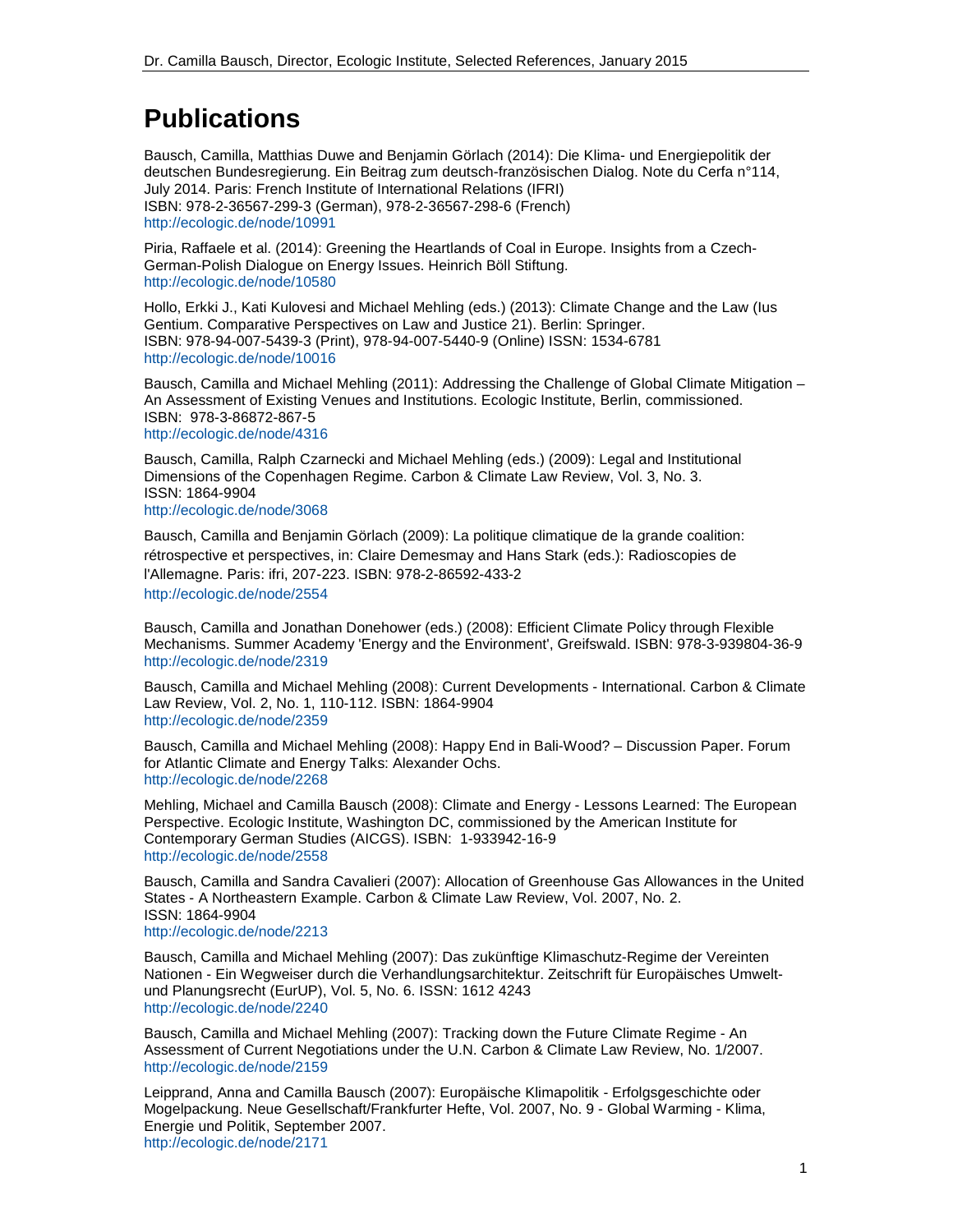# Publications

Bausch, Camilla, Matthias Duwe and Benjamin Görlach (2014): Die Klima- und Energiepolitik der deutschen Bundesregierung. Ein Beitrag zum deutsch-französischen Dialog. Note du Cerfa n°114, July 2014. Paris: French Institute of International Relations (IFRI)
ISBN: 978-2-36567-299-3 (German), 978-2-36567-298-6 (French)
http://ecologic.de/node/10991

Piria, Raffaele et al. (2014): Greening the Heartlands of Coal in Europe. Insights from a Czech-German-Polish Dialogue on Energy Issues. Heinrich Böll Stiftung.
http://ecologic.de/node/10580

Hollo, Erkki J., Kati Kulovesi and Michael Mehling (eds.) (2013): Climate Change and the Law (Ius Gentium. Comparative Perspectives on Law and Justice 21). Berlin: Springer.
ISBN: 978-94-007-5439-3 (Print), 978-94-007-5440-9 (Online) ISSN: 1534-6781
http://ecologic.de/node/10016

Bausch, Camilla and Michael Mehling (2011): Addressing the Challenge of Global Climate Mitigation – An Assessment of Existing Venues and Institutions. Ecologic Institute, Berlin, commissioned.
ISBN: 978-3-86872-867-5
http://ecologic.de/node/4316

Bausch, Camilla, Ralph Czarnecki and Michael Mehling (eds.) (2009): Legal and Institutional Dimensions of the Copenhagen Regime. Carbon & Climate Law Review, Vol. 3, No. 3.
ISSN: 1864-9904
http://ecologic.de/node/3068

Bausch, Camilla and Benjamin Görlach (2009): La politique climatique de la grande coalition: rétrospective et perspectives, in: Claire Demesmay and Hans Stark (eds.): Radioscopies de l'Allemagne. Paris: ifri, 207-223. ISBN: 978-2-86592-433-2
http://ecologic.de/node/2554

Bausch, Camilla and Jonathan Donehower (eds.) (2008): Efficient Climate Policy through Flexible Mechanisms. Summer Academy 'Energy and the Environment', Greifswald. ISBN: 978-3-939804-36-9
http://ecologic.de/node/2319

Bausch, Camilla and Michael Mehling (2008): Current Developments - International. Carbon & Climate Law Review, Vol. 2, No. 1, 110-112. ISBN: 1864-9904
http://ecologic.de/node/2359

Bausch, Camilla and Michael Mehling (2008): Happy End in Bali-Wood? – Discussion Paper. Forum for Atlantic Climate and Energy Talks: Alexander Ochs.
http://ecologic.de/node/2268

Mehling, Michael and Camilla Bausch (2008): Climate and Energy - Lessons Learned: The European Perspective. Ecologic Institute, Washington DC, commissioned by the American Institute for Contemporary German Studies (AICGS). ISBN: 1-933942-16-9
http://ecologic.de/node/2558

Bausch, Camilla and Sandra Cavalieri (2007): Allocation of Greenhouse Gas Allowances in the United States - A Northeastern Example. Carbon & Climate Law Review, Vol. 2007, No. 2.
ISSN: 1864-9904
http://ecologic.de/node/2213

Bausch, Camilla and Michael Mehling (2007): Das zukünftige Klimaschutz-Regime der Vereinten Nationen - Ein Wegweiser durch die Verhandlungsarchitektur. Zeitschrift für Europäisches Umwelt- und Planungsrecht (EurUP), Vol. 5, No. 6. ISSN: 1612 4243
http://ecologic.de/node/2240

Bausch, Camilla and Michael Mehling (2007): Tracking down the Future Climate Regime - An Assessment of Current Negotiations under the U.N. Carbon & Climate Law Review, No. 1/2007.
http://ecologic.de/node/2159

Leipprand, Anna and Camilla Bausch (2007): Europäische Klimapolitik - Erfolgsgeschichte oder Mogelpackung. Neue Gesellschaft/Frankfurter Hefte, Vol. 2007, No. 9 - Global Warming - Klima, Energie und Politik, September 2007.
http://ecologic.de/node/2171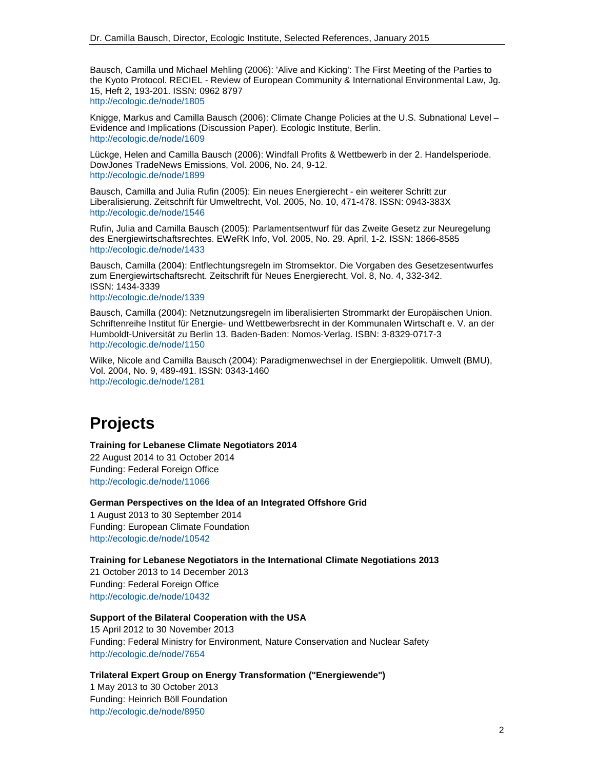Bausch, Camilla und Michael Mehling (2006): 'Alive and Kicking': The First Meeting of the Parties to the Kyoto Protocol. RECIEL - Review of European Community & International Environmental Law, Jg. 15, Heft 2, 193-201. ISSN: 0962 8797
http://ecologic.de/node/1805

Knigge, Markus and Camilla Bausch (2006): Climate Change Policies at the U.S. Subnational Level – Evidence and Implications (Discussion Paper). Ecologic Institute, Berlin.
http://ecologic.de/node/1609

Lückge, Helen and Camilla Bausch (2006): Windfall Profits & Wettbewerb in der 2. Handelsperiode. DowJones TradeNews Emissions, Vol. 2006, No. 24, 9-12.
http://ecologic.de/node/1899

Bausch, Camilla and Julia Rufin (2005): Ein neues Energierecht - ein weiterer Schritt zur Liberalisierung. Zeitschrift für Umweltrecht, Vol. 2005, No. 10, 471-478. ISSN: 0943-383X
http://ecologic.de/node/1546

Rufin, Julia and Camilla Bausch (2005): Parlamentsentwurf für das Zweite Gesetz zur Neuregelung des Energiewirtschaftsrechtes. EWeRK Info, Vol. 2005, No. 29. April, 1-2. ISSN: 1866-8585
http://ecologic.de/node/1433

Bausch, Camilla (2004): Entflechtungsregeln im Stromsektor. Die Vorgaben des Gesetzesentwurfes zum Energiewirtschaftsrecht. Zeitschrift für Neues Energierecht, Vol. 8, No. 4, 332-342. ISSN: 1434-3339
http://ecologic.de/node/1339

Bausch, Camilla (2004): Netznutzungsregeln im liberalisierten Strommarkt der Europäischen Union. Schriftenreihe Institut für Energie- und Wettbewerbsrecht in der Kommunalen Wirtschaft e. V. an der Humboldt-Universität zu Berlin 13. Baden-Baden: Nomos-Verlag. ISBN: 3-8329-0717-3
http://ecologic.de/node/1150

Wilke, Nicole and Camilla Bausch (2004): Paradigmenwechsel in der Energiepolitik. Umwelt (BMU), Vol. 2004, No. 9, 489-491. ISSN: 0343-1460
http://ecologic.de/node/1281

# Projects

**Training for Lebanese Climate Negotiators 2014**
22 August 2014 to 31 October 2014
Funding: Federal Foreign Office
http://ecologic.de/node/11066

**German Perspectives on the Idea of an Integrated Offshore Grid**
1 August 2013 to 30 September 2014
Funding: European Climate Foundation
http://ecologic.de/node/10542

**Training for Lebanese Negotiators in the International Climate Negotiations 2013**
21 October 2013 to 14 December 2013
Funding: Federal Foreign Office
http://ecologic.de/node/10432

**Support of the Bilateral Cooperation with the USA**
15 April 2012 to 30 November 2013
Funding: Federal Ministry for Environment, Nature Conservation and Nuclear Safety
http://ecologic.de/node/7654

**Trilateral Expert Group on Energy Transformation ("Energiewende")**
1 May 2013 to 30 October 2013
Funding: Heinrich Böll Foundation
http://ecologic.de/node/8950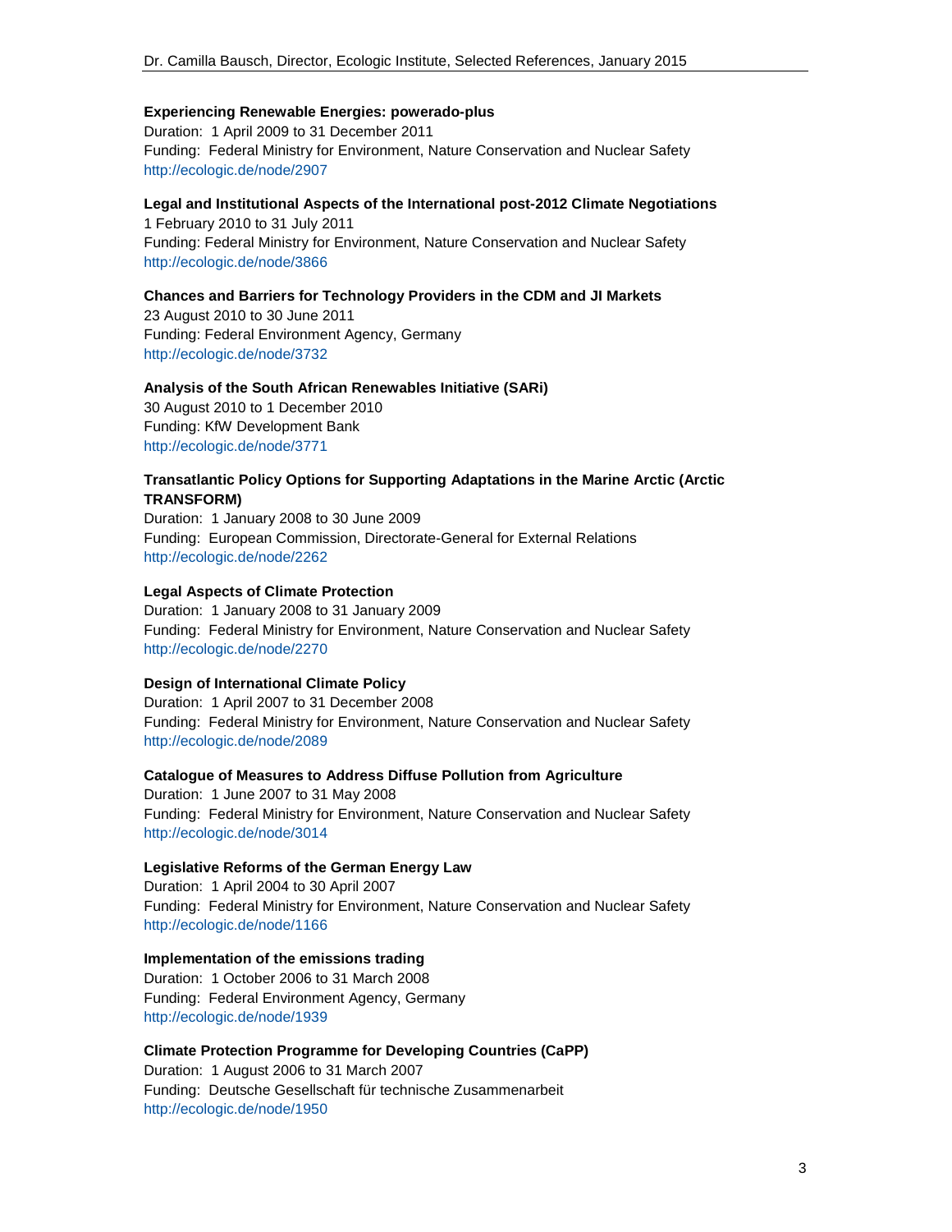**Experiencing Renewable Energies: powerado-plus**

Duration: 1 April 2009 to 31 December 2011

Funding: Federal Ministry for Environment, Nature Conservation and Nuclear Safety

http://ecologic.de/node/2907

**Legal and Institutional Aspects of the International post-2012 Climate Negotiations**

1 February 2010 to 31 July 2011

Funding: Federal Ministry for Environment, Nature Conservation and Nuclear Safety

http://ecologic.de/node/3866

**Chances and Barriers for Technology Providers in the CDM and JI Markets**

23 August 2010 to 30 June 2011

Funding: Federal Environment Agency, Germany

http://ecologic.de/node/3732

**Analysis of the South African Renewables Initiative (SARi)**

30 August 2010 to 1 December 2010

Funding: KfW Development Bank

http://ecologic.de/node/3771

**Transatlantic Policy Options for Supporting Adaptations in the Marine Arctic (Arctic TRANSFORM)**

Duration: 1 January 2008 to 30 June 2009

Funding: European Commission, Directorate-General for External Relations

http://ecologic.de/node/2262

**Legal Aspects of Climate Protection**

Duration: 1 January 2008 to 31 January 2009

Funding: Federal Ministry for Environment, Nature Conservation and Nuclear Safety

http://ecologic.de/node/2270

**Design of International Climate Policy**

Duration: 1 April 2007 to 31 December 2008

Funding: Federal Ministry for Environment, Nature Conservation and Nuclear Safety

http://ecologic.de/node/2089

**Catalogue of Measures to Address Diffuse Pollution from Agriculture**

Duration: 1 June 2007 to 31 May 2008

Funding: Federal Ministry for Environment, Nature Conservation and Nuclear Safety

http://ecologic.de/node/3014

**Legislative Reforms of the German Energy Law**

Duration: 1 April 2004 to 30 April 2007

Funding: Federal Ministry for Environment, Nature Conservation and Nuclear Safety

http://ecologic.de/node/1166

**Implementation of the emissions trading**

Duration: 1 October 2006 to 31 March 2008

Funding: Federal Environment Agency, Germany

http://ecologic.de/node/1939

**Climate Protection Programme for Developing Countries (CaPP)**

Duration: 1 August 2006 to 31 March 2007

Funding: Deutsche Gesellschaft für technische Zusammenarbeit

http://ecologic.de/node/1950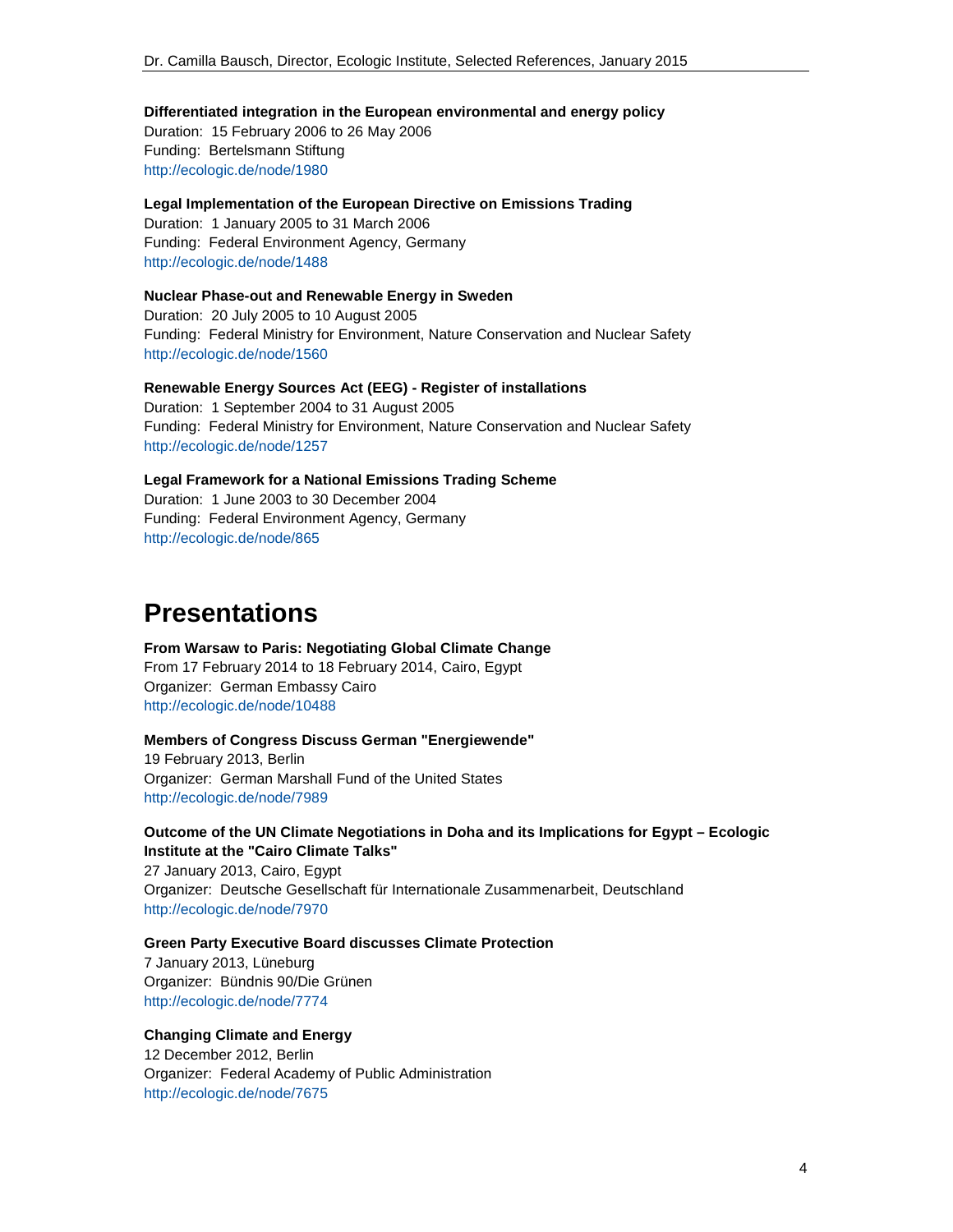**Differentiated integration in the European environmental and energy policy**
Duration: 15 February 2006 to 26 May 2006
Funding: Bertelsmann Stiftung
http://ecologic.de/node/1980

**Legal Implementation of the European Directive on Emissions Trading**
Duration: 1 January 2005 to 31 March 2006
Funding: Federal Environment Agency, Germany
http://ecologic.de/node/1488

**Nuclear Phase-out and Renewable Energy in Sweden**
Duration: 20 July 2005 to 10 August 2005
Funding: Federal Ministry for Environment, Nature Conservation and Nuclear Safety
http://ecologic.de/node/1560

**Renewable Energy Sources Act (EEG) - Register of installations**
Duration: 1 September 2004 to 31 August 2005
Funding: Federal Ministry for Environment, Nature Conservation and Nuclear Safety
http://ecologic.de/node/1257

**Legal Framework for a National Emissions Trading Scheme**
Duration: 1 June 2003 to 30 December 2004
Funding: Federal Environment Agency, Germany
http://ecologic.de/node/865

# Presentations

**From Warsaw to Paris: Negotiating Global Climate Change**
From 17 February 2014 to 18 February 2014, Cairo, Egypt
Organizer: German Embassy Cairo
http://ecologic.de/node/10488

**Members of Congress Discuss German "Energiewende"**
19 February 2013, Berlin
Organizer: German Marshall Fund of the United States
http://ecologic.de/node/7989

**Outcome of the UN Climate Negotiations in Doha and its Implications for Egypt – Ecologic Institute at the "Cairo Climate Talks"**
27 January 2013, Cairo, Egypt
Organizer: Deutsche Gesellschaft für Internationale Zusammenarbeit, Deutschland
http://ecologic.de/node/7970

**Green Party Executive Board discusses Climate Protection**
7 January 2013, Lüneburg
Organizer: Bündnis 90/Die Grünen
http://ecologic.de/node/7774

**Changing Climate and Energy**
12 December 2012, Berlin
Organizer: Federal Academy of Public Administration
http://ecologic.de/node/7675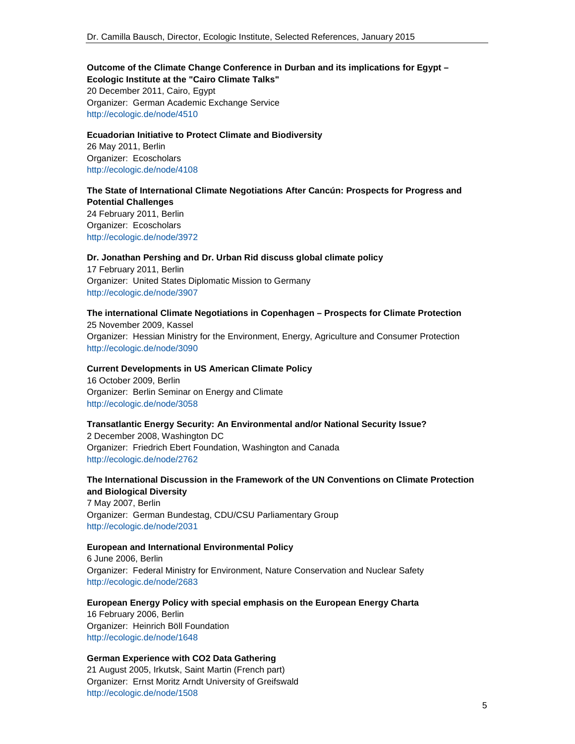**Outcome of the Climate Change Conference in Durban and its implications for Egypt – Ecologic Institute at the "Cairo Climate Talks"**
20 December 2011, Cairo, Egypt
Organizer: German Academic Exchange Service
http://ecologic.de/node/4510

**Ecuadorian Initiative to Protect Climate and Biodiversity**
26 May 2011, Berlin
Organizer: Ecoscholars
http://ecologic.de/node/4108

**The State of International Climate Negotiations After Cancún: Prospects for Progress and Potential Challenges**
24 February 2011, Berlin
Organizer: Ecoscholars
http://ecologic.de/node/3972

**Dr. Jonathan Pershing and Dr. Urban Rid discuss global climate policy**
17 February 2011, Berlin
Organizer: United States Diplomatic Mission to Germany
http://ecologic.de/node/3907

**The international Climate Negotiations in Copenhagen – Prospects for Climate Protection**
25 November 2009, Kassel
Organizer: Hessian Ministry for the Environment, Energy, Agriculture and Consumer Protection
http://ecologic.de/node/3090

**Current Developments in US American Climate Policy**
16 October 2009, Berlin
Organizer: Berlin Seminar on Energy and Climate
http://ecologic.de/node/3058

**Transatlantic Energy Security: An Environmental and/or National Security Issue?**
2 December 2008, Washington DC
Organizer: Friedrich Ebert Foundation, Washington and Canada
http://ecologic.de/node/2762

**The International Discussion in the Framework of the UN Conventions on Climate Protection and Biological Diversity**
7 May 2007, Berlin
Organizer: German Bundestag, CDU/CSU Parliamentary Group
http://ecologic.de/node/2031

**European and International Environmental Policy**
6 June 2006, Berlin
Organizer: Federal Ministry for Environment, Nature Conservation and Nuclear Safety
http://ecologic.de/node/2683

**European Energy Policy with special emphasis on the European Energy Charta**
16 February 2006, Berlin
Organizer: Heinrich Böll Foundation
http://ecologic.de/node/1648

**German Experience with CO2 Data Gathering**
21 August 2005, Irkutsk, Saint Martin (French part)
Organizer: Ernst Moritz Arndt University of Greifswald
http://ecologic.de/node/1508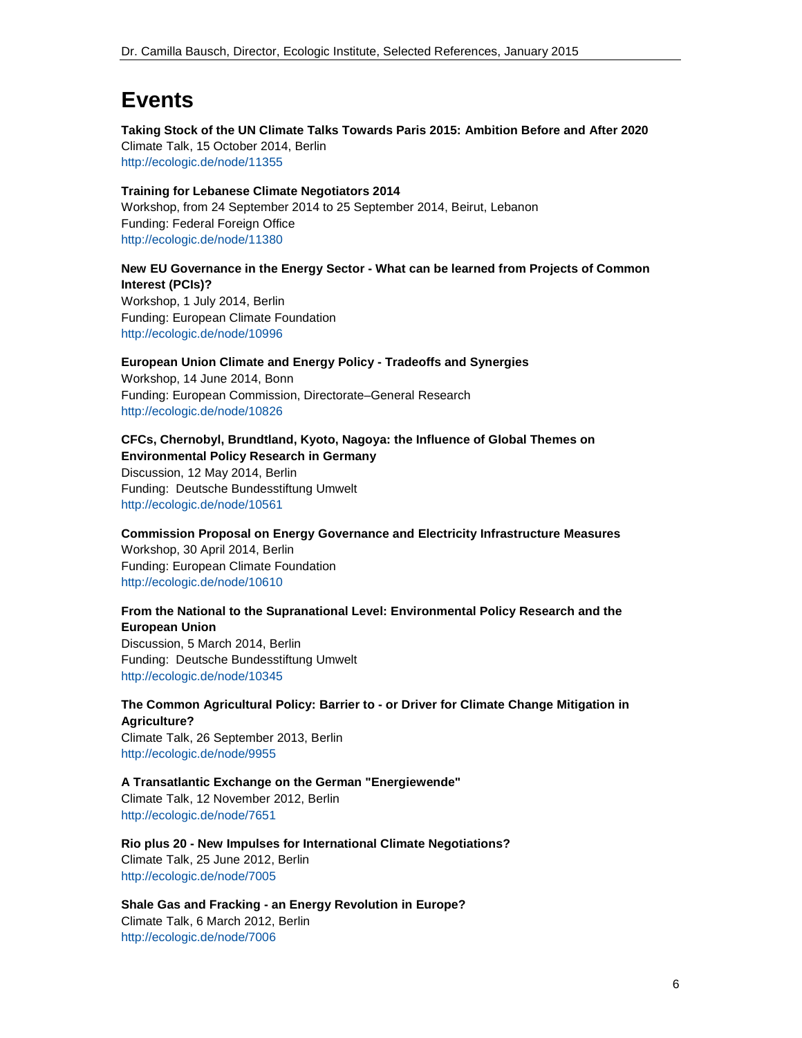# Events

**Taking Stock of the UN Climate Talks Towards Paris 2015: Ambition Before and After 2020**
Climate Talk, 15 October 2014, Berlin
http://ecologic.de/node/11355

**Training for Lebanese Climate Negotiators 2014**
Workshop, from 24 September 2014 to 25 September 2014, Beirut, Lebanon
Funding: Federal Foreign Office
http://ecologic.de/node/11380

**New EU Governance in the Energy Sector - What can be learned from Projects of Common Interest (PCIs)?**
Workshop, 1 July 2014, Berlin
Funding: European Climate Foundation
http://ecologic.de/node/10996

**European Union Climate and Energy Policy - Tradeoffs and Synergies**
Workshop, 14 June 2014, Bonn
Funding: European Commission, Directorate–General Research
http://ecologic.de/node/10826

**CFCs, Chernobyl, Brundtland, Kyoto, Nagoya: the Influence of Global Themes on Environmental Policy Research in Germany**
Discussion, 12 May 2014, Berlin
Funding: Deutsche Bundesstiftung Umwelt
http://ecologic.de/node/10561

**Commission Proposal on Energy Governance and Electricity Infrastructure Measures**
Workshop, 30 April 2014, Berlin
Funding: European Climate Foundation
http://ecologic.de/node/10610

**From the National to the Supranational Level: Environmental Policy Research and the European Union**
Discussion, 5 March 2014, Berlin
Funding: Deutsche Bundesstiftung Umwelt
http://ecologic.de/node/10345

**The Common Agricultural Policy: Barrier to - or Driver for Climate Change Mitigation in Agriculture?**
Climate Talk, 26 September 2013, Berlin
http://ecologic.de/node/9955

**A Transatlantic Exchange on the German "Energiewende"**
Climate Talk, 12 November 2012, Berlin
http://ecologic.de/node/7651

**Rio plus 20 - New Impulses for International Climate Negotiations?**
Climate Talk, 25 June 2012, Berlin
http://ecologic.de/node/7005

**Shale Gas and Fracking - an Energy Revolution in Europe?**
Climate Talk, 6 March 2012, Berlin
http://ecologic.de/node/7006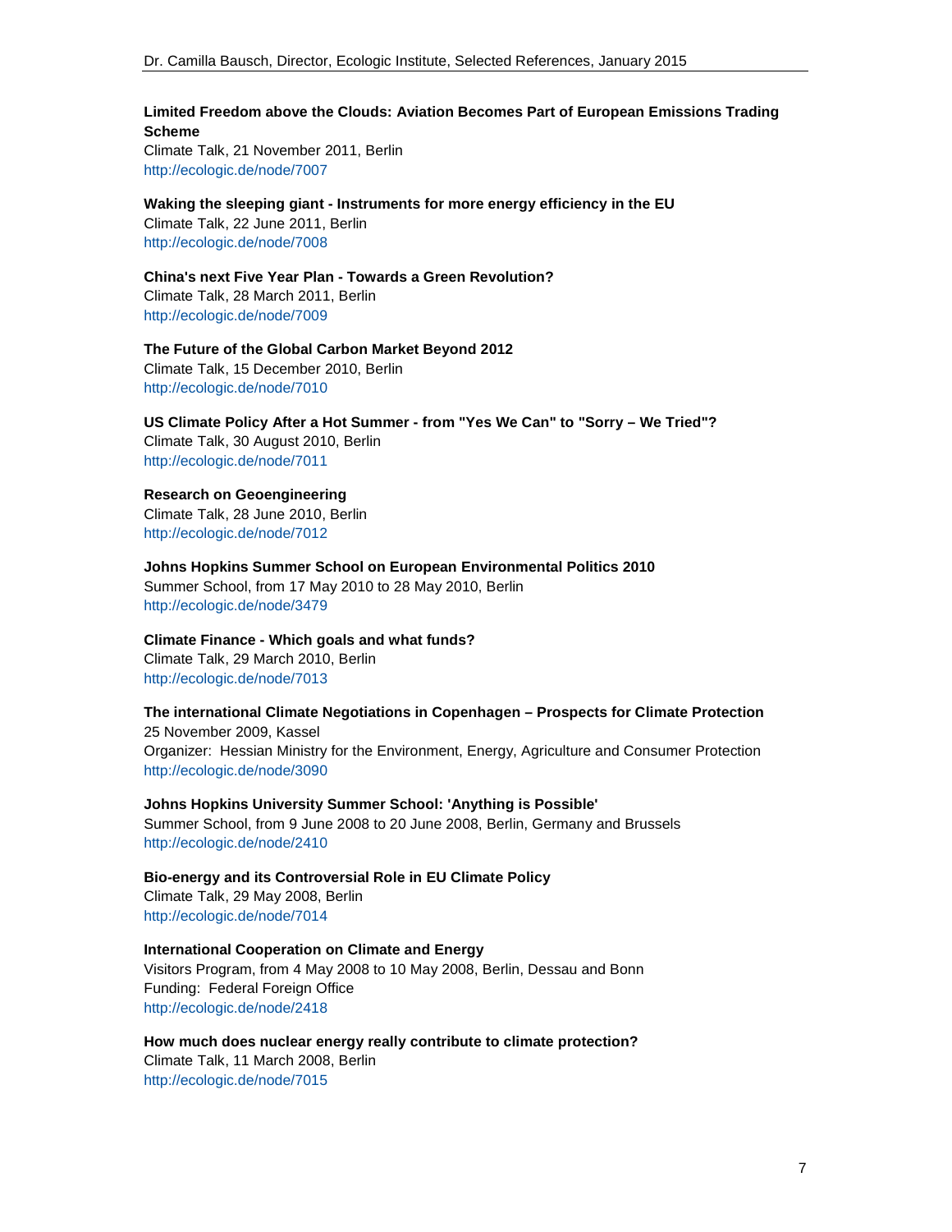**Limited Freedom above the Clouds: Aviation Becomes Part of European Emissions Trading Scheme**
Climate Talk, 21 November 2011, Berlin
http://ecologic.de/node/7007

**Waking the sleeping giant - Instruments for more energy efficiency in the EU**
Climate Talk, 22 June 2011, Berlin
http://ecologic.de/node/7008

**China's next Five Year Plan - Towards a Green Revolution?**
Climate Talk, 28 March 2011, Berlin
http://ecologic.de/node/7009

**The Future of the Global Carbon Market Beyond 2012**
Climate Talk, 15 December 2010, Berlin
http://ecologic.de/node/7010

**US Climate Policy After a Hot Summer - from "Yes We Can" to "Sorry – We Tried"?**
Climate Talk, 30 August 2010, Berlin
http://ecologic.de/node/7011

**Research on Geoengineering**
Climate Talk, 28 June 2010, Berlin
http://ecologic.de/node/7012

**Johns Hopkins Summer School on European Environmental Politics 2010**
Summer School, from 17 May 2010 to 28 May 2010, Berlin
http://ecologic.de/node/3479

**Climate Finance - Which goals and what funds?**
Climate Talk, 29 March 2010, Berlin
http://ecologic.de/node/7013

**The international Climate Negotiations in Copenhagen – Prospects for Climate Protection**
25 November 2009, Kassel
Organizer: Hessian Ministry for the Environment, Energy, Agriculture and Consumer Protection
http://ecologic.de/node/3090

**Johns Hopkins University Summer School: 'Anything is Possible'**
Summer School, from 9 June 2008 to 20 June 2008, Berlin, Germany and Brussels
http://ecologic.de/node/2410

**Bio-energy and its Controversial Role in EU Climate Policy**
Climate Talk, 29 May 2008, Berlin
http://ecologic.de/node/7014

**International Cooperation on Climate and Energy**
Visitors Program, from 4 May 2008 to 10 May 2008, Berlin, Dessau and Bonn
Funding: Federal Foreign Office
http://ecologic.de/node/2418

**How much does nuclear energy really contribute to climate protection?**
Climate Talk, 11 March 2008, Berlin
http://ecologic.de/node/7015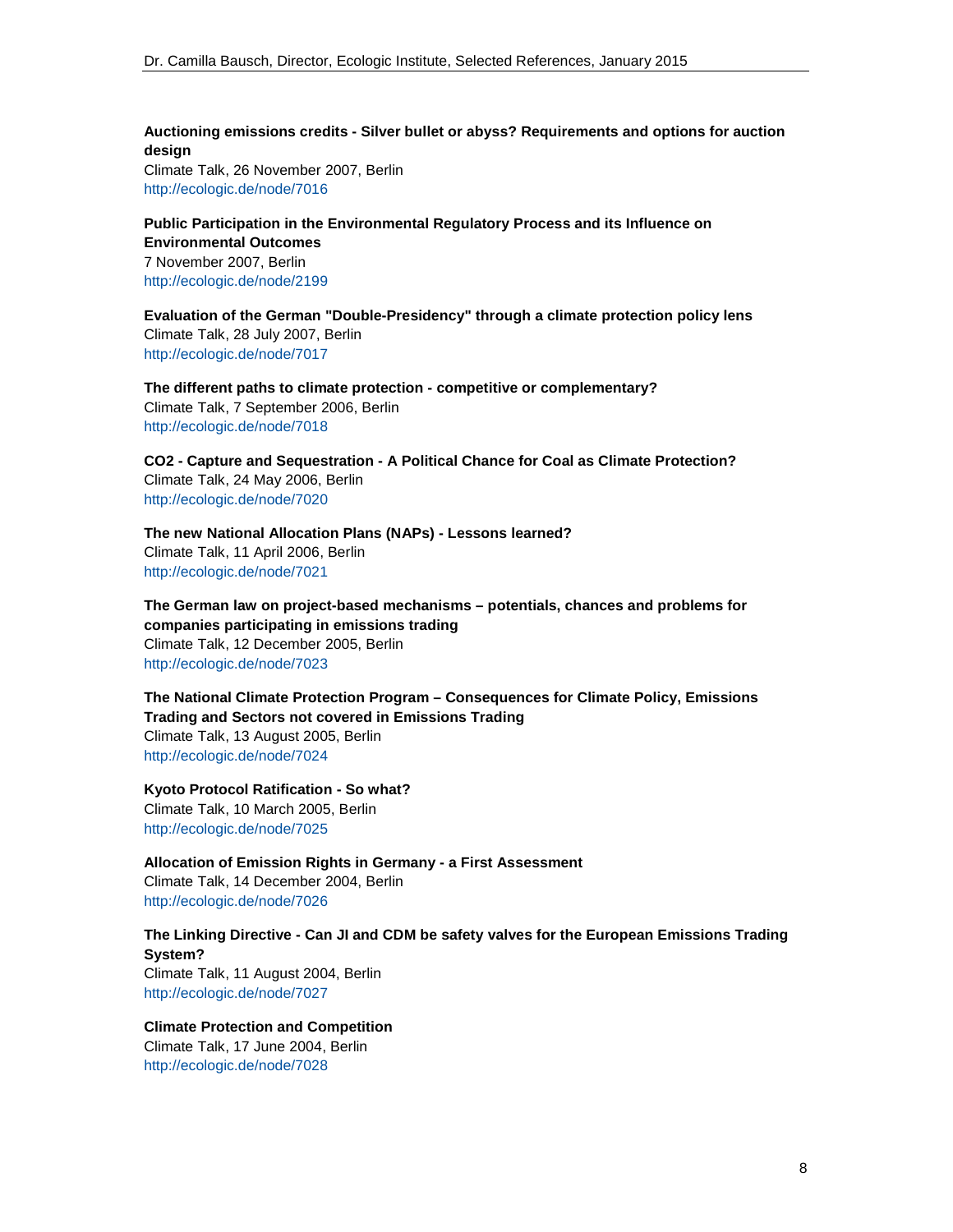**Auctioning emissions credits - Silver bullet or abyss? Requirements and options for auction design**
Climate Talk, 26 November 2007, Berlin
http://ecologic.de/node/7016

**Public Participation in the Environmental Regulatory Process and its Influence on Environmental Outcomes**
7 November 2007, Berlin
http://ecologic.de/node/2199

**Evaluation of the German "Double-Presidency" through a climate protection policy lens**
Climate Talk, 28 July 2007, Berlin
http://ecologic.de/node/7017

**The different paths to climate protection - competitive or complementary?**
Climate Talk, 7 September 2006, Berlin
http://ecologic.de/node/7018

**CO2 - Capture and Sequestration - A Political Chance for Coal as Climate Protection?**
Climate Talk, 24 May 2006, Berlin
http://ecologic.de/node/7020

**The new National Allocation Plans (NAPs) - Lessons learned?**
Climate Talk, 11 April 2006, Berlin
http://ecologic.de/node/7021

**The German law on project-based mechanisms – potentials, chances and problems for companies participating in emissions trading**
Climate Talk, 12 December 2005, Berlin
http://ecologic.de/node/7023

**The National Climate Protection Program – Consequences for Climate Policy, Emissions Trading and Sectors not covered in Emissions Trading**
Climate Talk, 13 August 2005, Berlin
http://ecologic.de/node/7024

**Kyoto Protocol Ratification - So what?**
Climate Talk, 10 March 2005, Berlin
http://ecologic.de/node/7025

**Allocation of Emission Rights in Germany - a First Assessment**
Climate Talk, 14 December 2004, Berlin
http://ecologic.de/node/7026

**The Linking Directive - Can JI and CDM be safety valves for the European Emissions Trading System?**
Climate Talk, 11 August 2004, Berlin
http://ecologic.de/node/7027

**Climate Protection and Competition**
Climate Talk, 17 June 2004, Berlin
http://ecologic.de/node/7028